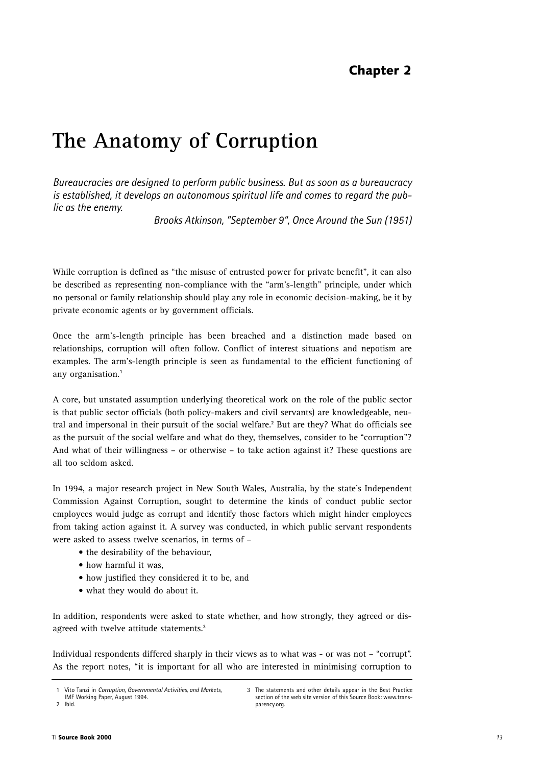## Chapter 2

# The Anatomy of Corruption

*Bureaucracies are designed to perform public business. But as soon as a bureaucracy is established, it develops an autonomous spiritual life and comes to regard the public as the enemy.*

*Brooks Atkinson, "September 9", Once Around the Sun (1951)*

While corruption is defined as "the misuse of entrusted power for private benefit", it can also be described as representing non-compliance with the "arm's-length" principle, under which no personal or family relationship should play any role in economic decision-making, be it by private economic agents or by government officials.

Once the arm's-length principle has been breached and a distinction made based on relationships, corruption will often follow. Conflict of interest situations and nepotism are examples. The arm's-length principle is seen as fundamental to the efficient functioning of any organisation.[1]

A core, but unstated assumption underlying theoretical work on the role of the public sector is that public sector officials (both policy-makers and civil servants) are knowledgeable, neutral and impersonal in their pursuit of the social welfare.[2] But are they? What do officials see as the pursuit of the social welfare and what do they, themselves, consider to be "corruption"? And what of their willingness – or otherwise – to take action against it? These questions are all too seldom asked.

In 1994, a major research project in New South Wales, Australia, by the state's Independent Commission Against Corruption, sought to determine the kinds of conduct public sector employees would judge as corrupt and identify those factors which might hinder employees from taking action against it. A survey was conducted, in which public servant respondents were asked to assess twelve scenarios, in terms of –

- the desirability of the behaviour,
- how harmful it was,
- how justified they considered it to be, and
- what they would do about it.

In addition, respondents were asked to state whether, and how strongly, they agreed or disagreed with twelve attitude statements.[3]

Individual respondents differed sharply in their views as to what was - or was not – "corrupt". As the report notes, "it is important for all who are interested in minimising corruption to

---

1 Vito Tanzi in *Corruption, Governmental Activities, and Markets*, IMF Working Paper, August 1994.

2 Ibid.

3 The statements and other details appear in the Best Practice section of the web site version of this Source Book: www.transparency.org.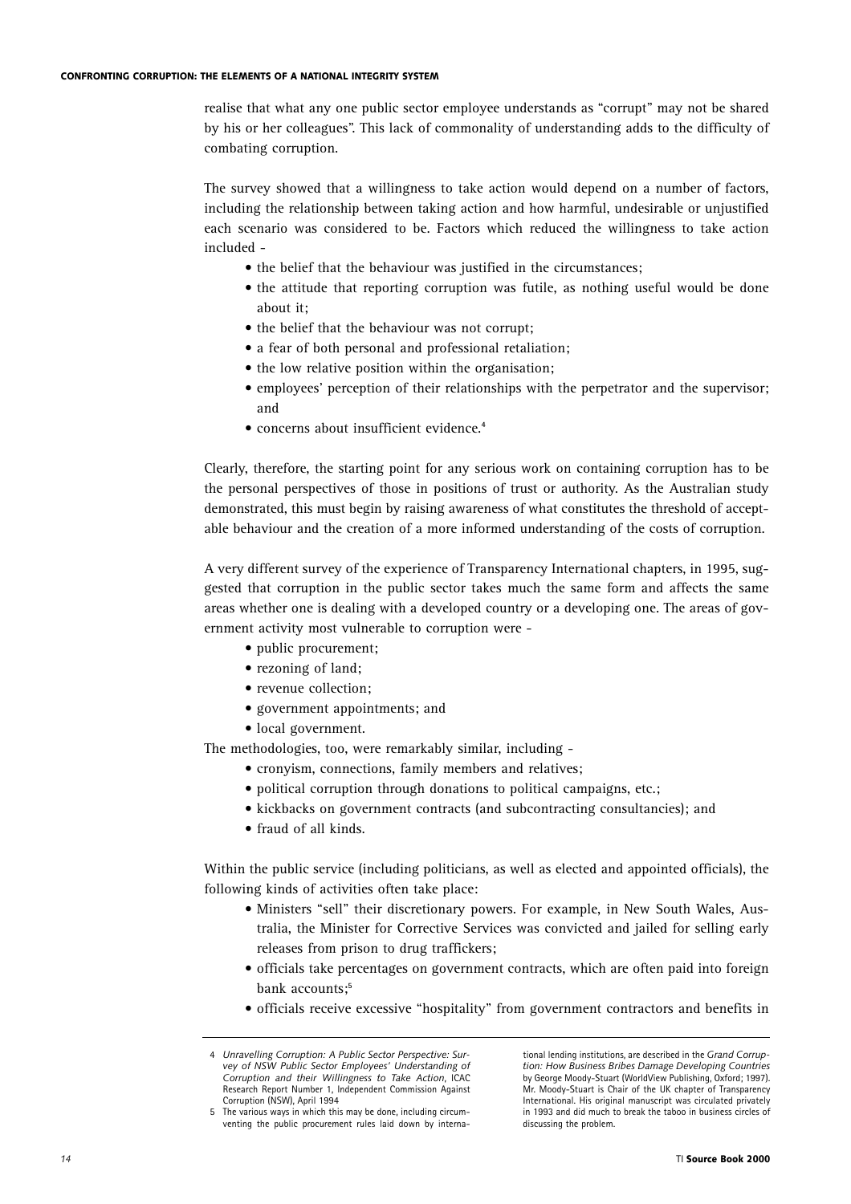realise that what any one public sector employee understands as "corrupt" may not be shared by his or her colleagues". This lack of commonality of understanding adds to the difficulty of combating corruption.

The survey showed that a willingness to take action would depend on a number of factors, including the relationship between taking action and how harmful, undesirable or unjustified each scenario was considered to be. Factors which reduced the willingness to take action included -

- the belief that the behaviour was justified in the circumstances;
- the attitude that reporting corruption was futile, as nothing useful would be done about it;
- the belief that the behaviour was not corrupt;
- a fear of both personal and professional retaliation;
- the low relative position within the organisation;
- employees' perception of their relationships with the perpetrator and the supervisor; and
- concerns about insufficient evidence.[4]

Clearly, therefore, the starting point for any serious work on containing corruption has to be the personal perspectives of those in positions of trust or authority. As the Australian study demonstrated, this must begin by raising awareness of what constitutes the threshold of acceptable behaviour and the creation of a more informed understanding of the costs of corruption.

A very different survey of the experience of Transparency International chapters, in 1995, suggested that corruption in the public sector takes much the same form and affects the same areas whether one is dealing with a developed country or a developing one. The areas of government activity most vulnerable to corruption were -

- public procurement;
- rezoning of land;
- revenue collection;
- government appointments; and
- local government.

The methodologies, too, were remarkably similar, including -

- cronyism, connections, family members and relatives;
- political corruption through donations to political campaigns, etc.;
- kickbacks on government contracts (and subcontracting consultancies); and
- fraud of all kinds.

Within the public service (including politicians, as well as elected and appointed officials), the following kinds of activities often take place:

- Ministers "sell" their discretionary powers. For example, in New South Wales, Australia, the Minister for Corrective Services was convicted and jailed for selling early releases from prison to drug traffickers;
- officials take percentages on government contracts, which are often paid into foreign bank accounts;[5]
- officials receive excessive "hospitality" from government contractors and benefits in

---

4 *Unravelling Corruption: A Public Sector Perspective: Survey of NSW Public Sector Employees' Understanding of Corruption and their Willingness to Take Action*, ICAC Research Report Number 1, Independent Commission Against Corruption (NSW), April 1994

5 The various ways in which this may be done, including circumventing the public procurement rules laid down by international lending institutions, are described in the *Grand Corruption: How Business Bribes Damage Developing Countries* by George Moody-Stuart (WorldView Publishing, Oxford; 1997). Mr. Moody-Stuart is Chair of the UK chapter of Transparency International. His original manuscript was circulated privately in 1993 and did much to break the taboo in business circles of discussing the problem.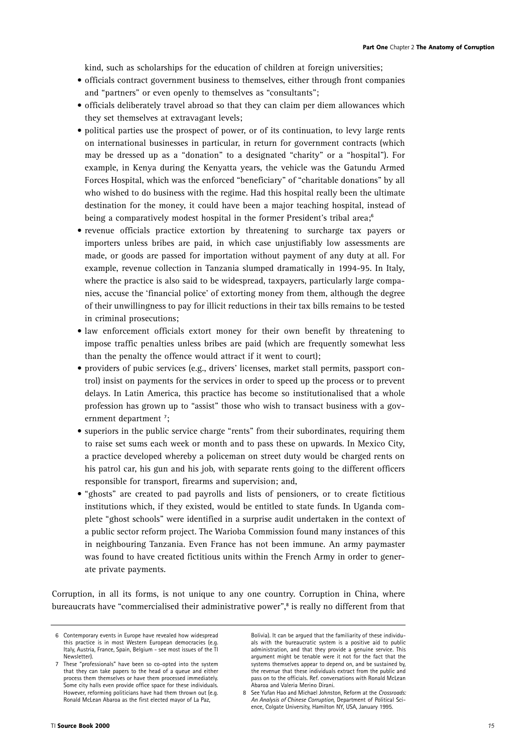kind, such as scholarships for the education of children at foreign universities;

- officials contract government business to themselves, either through front companies and "partners" or even openly to themselves as "consultants";
- officials deliberately travel abroad so that they can claim per diem allowances which they set themselves at extravagant levels;
- political parties use the prospect of power, or of its continuation, to levy large rents on international businesses in particular, in return for government contracts (which may be dressed up as a "donation" to a designated "charity" or a "hospital"). For example, in Kenya during the Kenyatta years, the vehicle was the Gatundu Armed Forces Hospital, which was the enforced "beneficiary" of "charitable donations" by all who wished to do business with the regime. Had this hospital really been the ultimate destination for the money, it could have been a major teaching hospital, instead of being a comparatively modest hospital in the former President's tribal area;[6]
- revenue officials practice extortion by threatening to surcharge tax payers or importers unless bribes are paid, in which case unjustifiably low assessments are made, or goods are passed for importation without payment of any duty at all. For example, revenue collection in Tanzania slumped dramatically in 1994-95. In Italy, where the practice is also said to be widespread, taxpayers, particularly large companies, accuse the 'financial police' of extorting money from them, although the degree of their unwillingness to pay for illicit reductions in their tax bills remains to be tested in criminal prosecutions;
- law enforcement officials extort money for their own benefit by threatening to impose traffic penalties unless bribes are paid (which are frequently somewhat less than the penalty the offence would attract if it went to court);
- providers of pubic services (e.g., drivers' licenses, market stall permits, passport control) insist on payments for the services in order to speed up the process or to prevent delays. In Latin America, this practice has become so institutionalised that a whole profession has grown up to "assist" those who wish to transact business with a government department [7];
- superiors in the public service charge "rents" from their subordinates, requiring them to raise set sums each week or month and to pass these on upwards. In Mexico City, a practice developed whereby a policeman on street duty would be charged rents on his patrol car, his gun and his job, with separate rents going to the different officers responsible for transport, firearms and supervision; and,
- "ghosts" are created to pad payrolls and lists of pensioners, or to create fictitious institutions which, if they existed, would be entitled to state funds. In Uganda complete "ghost schools" were identified in a surprise audit undertaken in the context of a public sector reform project. The Warioba Commission found many instances of this in neighbouring Tanzania. Even France has not been immune. An army paymaster was found to have created fictitious units within the French Army in order to generate private payments.

Corruption, in all its forms, is not unique to any one country. Corruption in China, where bureaucrats have "commercialised their administrative power",[8] is really no different from that

---

6 Contemporary events in Europe have revealed how widespread this practice is in most Western European democracies (e.g. Italy, Austria, France, Spain, Belgium - see most issues of the TI Newsletter).

7 These "professionals" have been so co-opted into the system that they can take papers to the head of a queue and either process them themselves or have them processed immediately. Some city halls even provide office space for these individuals. However, reforming politicians have had them thrown out (e.g. Ronald McLean Abaroa as the first elected mayor of La Paz, Bolivia). It can be argued that the familiarity of these individuals with the bureaucratic system is a positive aid to public administration, and that they provide a genuine service. This argument might be tenable were it not for the fact that the systems themselves appear to depend on, and be sustained by, the revenue that these individuals extract from the public and pass on to the officials. Ref. conversations with Ronald McLean Abaroa and Valeria Merino Dirani.

8 See Yufan Hao and Michael Johnston, Reform at the *Crossroads: An Analysis of Chinese Corruption*, Department of Political Science, Colgate University, Hamilton NY, USA, January 1995.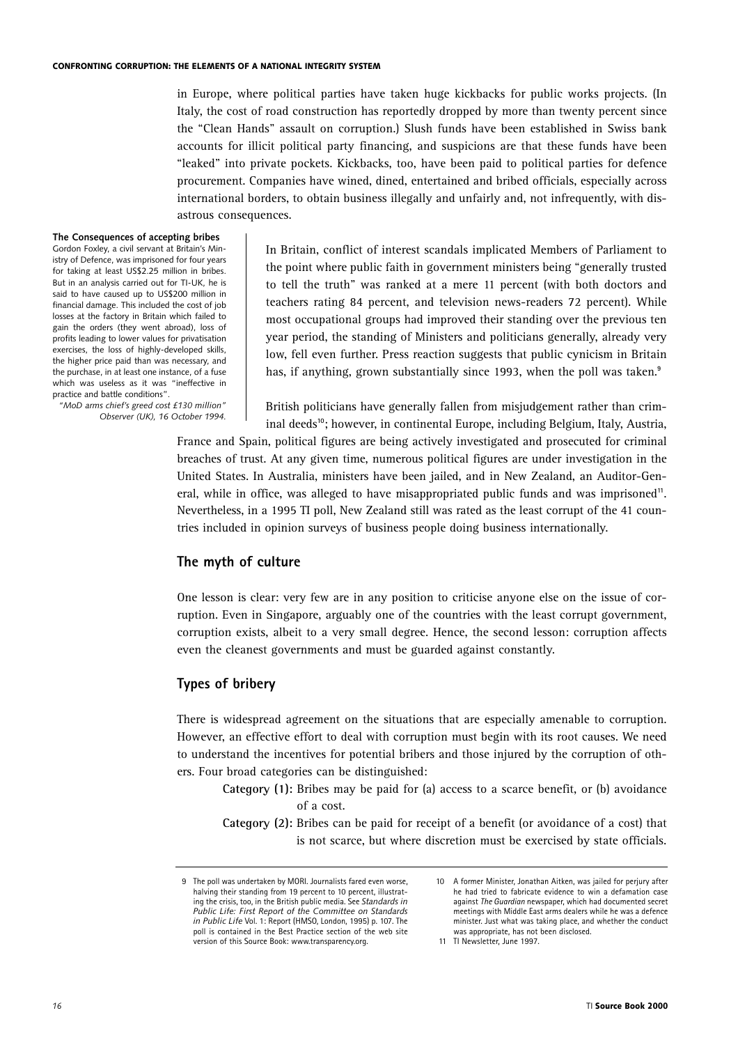in Europe, where political parties have taken huge kickbacks for public works projects. (In Italy, the cost of road construction has reportedly dropped by more than twenty percent since the "Clean Hands" assault on corruption.) Slush funds have been established in Swiss bank accounts for illicit political party financing, and suspicions are that these funds have been "leaked" into private pockets. Kickbacks, too, have been paid to political parties for defence procurement. Companies have wined, dined, entertained and bribed officials, especially across international borders, to obtain business illegally and unfairly and, not infrequently, with disastrous consequences.

**The Consequences of accepting bribes**

Gordon Foxley, a civil servant at Britain's Ministry of Defence, was imprisoned for four years for taking at least US$2.25 million in bribes. But in an analysis carried out for TI-UK, he is said to have caused up to US$200 million in financial damage. This included the cost of job losses at the factory in Britain which failed to gain the orders (they went abroad), loss of profits leading to lower values for privatisation exercises, the loss of highly-developed skills, the higher price paid than was necessary, and the purchase, in at least one instance, of a fuse which was useless as it was "ineffective in practice and battle conditions".

*"MoD arms chief's greed cost £130 million" Observer (UK), 16 October 1994.*

In Britain, conflict of interest scandals implicated Members of Parliament to the point where public faith in government ministers being "generally trusted to tell the truth" was ranked at a mere 11 percent (with both doctors and teachers rating 84 percent, and television news-readers 72 percent). While most occupational groups had improved their standing over the previous ten year period, the standing of Ministers and politicians generally, already very low, fell even further. Press reaction suggests that public cynicism in Britain has, if anything, grown substantially since 1993, when the poll was taken.[9]

British politicians have generally fallen from misjudgement rather than criminal deeds[10]; however, in continental Europe, including Belgium, Italy, Austria, France and Spain, political figures are being actively investigated and prosecuted for criminal breaches of trust. At any given time, numerous political figures are under investigation in the United States. In Australia, ministers have been jailed, and in New Zealand, an Auditor-General, while in office, was alleged to have misappropriated public funds and was imprisoned[11]. Nevertheless, in a 1995 TI poll, New Zealand still was rated as the least corrupt of the 41 countries included in opinion surveys of business people doing business internationally.

## The myth of culture

One lesson is clear: very few are in any position to criticise anyone else on the issue of corruption. Even in Singapore, arguably one of the countries with the least corrupt government, corruption exists, albeit to a very small degree. Hence, the second lesson: corruption affects even the cleanest governments and must be guarded against constantly.

## Types of bribery

There is widespread agreement on the situations that are especially amenable to corruption. However, an effective effort to deal with corruption must begin with its root causes. We need to understand the incentives for potential bribers and those injured by the corruption of others. Four broad categories can be distinguished:

**Category (1):** Bribes may be paid for (a) access to a scarce benefit, or (b) avoidance of a cost.

**Category (2):** Bribes can be paid for receipt of a benefit (or avoidance of a cost) that is not scarce, but where discretion must be exercised by state officials.

---

9 The poll was undertaken by MORI. Journalists fared even worse, halving their standing from 19 percent to 10 percent, illustrating the crisis, too, in the British public media. See *Standards in Public Life: First Report of the Committee on Standards in Public Life* Vol. 1: Report (HMSO, London, 1995) p. 107. The poll is contained in the Best Practice section of the web site version of this Source Book: www.transparency.org.

10 A former Minister, Jonathan Aitken, was jailed for perjury after he had tried to fabricate evidence to win a defamation case against *The Guardian* newspaper, which had documented secret meetings with Middle East arms dealers while he was a defence minister. Just what was taking place, and whether the conduct was appropriate, has not been disclosed.

11 TI Newsletter, June 1997.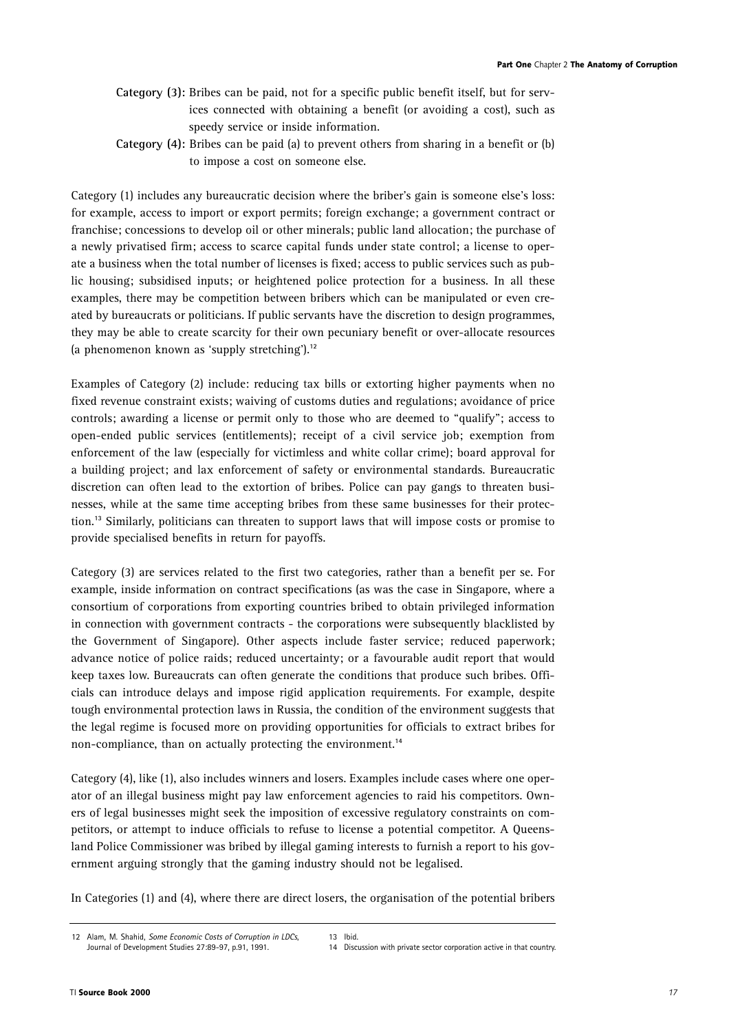**Category (3):** Bribes can be paid, not for a specific public benefit itself, but for services connected with obtaining a benefit (or avoiding a cost), such as speedy service or inside information.

**Category (4):** Bribes can be paid (a) to prevent others from sharing in a benefit or (b) to impose a cost on someone else.

Category (1) includes any bureaucratic decision where the briber's gain is someone else's loss: for example, access to import or export permits; foreign exchange; a government contract or franchise; concessions to develop oil or other minerals; public land allocation; the purchase of a newly privatised firm; access to scarce capital funds under state control; a license to operate a business when the total number of licenses is fixed; access to public services such as public housing; subsidised inputs; or heightened police protection for a business. In all these examples, there may be competition between bribers which can be manipulated or even created by bureaucrats or politicians. If public servants have the discretion to design programmes, they may be able to create scarcity for their own pecuniary benefit or over-allocate resources (a phenomenon known as 'supply stretching').[12]

Examples of Category (2) include: reducing tax bills or extorting higher payments when no fixed revenue constraint exists; waiving of customs duties and regulations; avoidance of price controls; awarding a license or permit only to those who are deemed to "qualify"; access to open-ended public services (entitlements); receipt of a civil service job; exemption from enforcement of the law (especially for victimless and white collar crime); board approval for a building project; and lax enforcement of safety or environmental standards. Bureaucratic discretion can often lead to the extortion of bribes. Police can pay gangs to threaten businesses, while at the same time accepting bribes from these same businesses for their protection.[13] Similarly, politicians can threaten to support laws that will impose costs or promise to provide specialised benefits in return for payoffs.

Category (3) are services related to the first two categories, rather than a benefit per se. For example, inside information on contract specifications (as was the case in Singapore, where a consortium of corporations from exporting countries bribed to obtain privileged information in connection with government contracts - the corporations were subsequently blacklisted by the Government of Singapore). Other aspects include faster service; reduced paperwork; advance notice of police raids; reduced uncertainty; or a favourable audit report that would keep taxes low. Bureaucrats can often generate the conditions that produce such bribes. Officials can introduce delays and impose rigid application requirements. For example, despite tough environmental protection laws in Russia, the condition of the environment suggests that the legal regime is focused more on providing opportunities for officials to extract bribes for non-compliance, than on actually protecting the environment.[14]

Category (4), like (1), also includes winners and losers. Examples include cases where one operator of an illegal business might pay law enforcement agencies to raid his competitors. Owners of legal businesses might seek the imposition of excessive regulatory constraints on competitors, or attempt to induce officials to refuse to license a potential competitor. A Queensland Police Commissioner was bribed by illegal gaming interests to furnish a report to his government arguing strongly that the gaming industry should not be legalised.

In Categories (1) and (4), where there are direct losers, the organisation of the potential bribers

---

12 Alam, M. Shahid, *Some Economic Costs of Corruption in LDCs*, Journal of Development Studies 27:89-97, p.91, 1991.

13 Ibid.

14 Discussion with private sector corporation active in that country.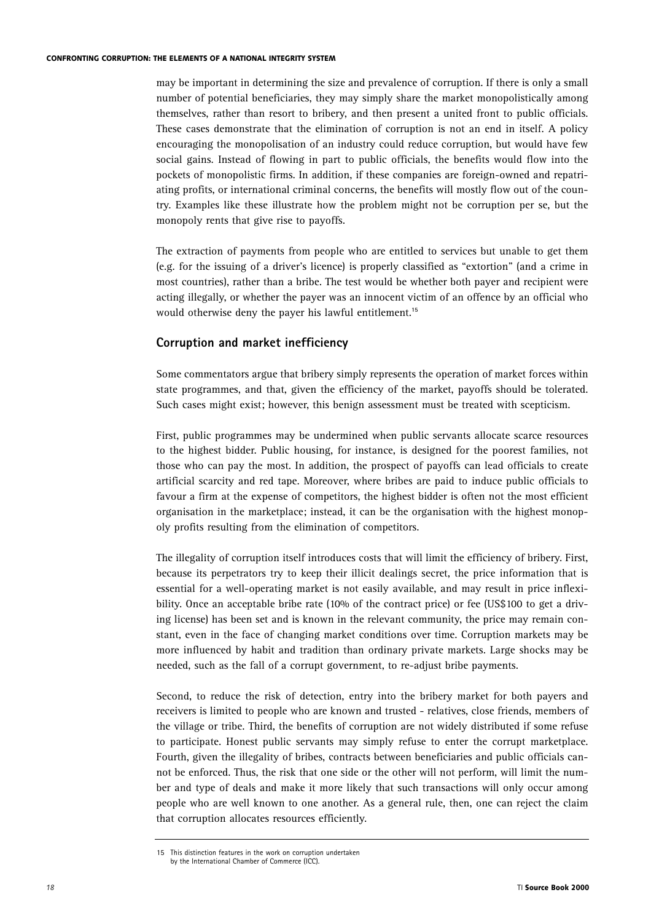may be important in determining the size and prevalence of corruption. If there is only a small number of potential beneficiaries, they may simply share the market monopolistically among themselves, rather than resort to bribery, and then present a united front to public officials. These cases demonstrate that the elimination of corruption is not an end in itself. A policy encouraging the monopolisation of an industry could reduce corruption, but would have few social gains. Instead of flowing in part to public officials, the benefits would flow into the pockets of monopolistic firms. In addition, if these companies are foreign-owned and repatriating profits, or international criminal concerns, the benefits will mostly flow out of the country. Examples like these illustrate how the problem might not be corruption per se, but the monopoly rents that give rise to payoffs.

The extraction of payments from people who are entitled to services but unable to get them (e.g. for the issuing of a driver's licence) is properly classified as "extortion" (and a crime in most countries), rather than a bribe. The test would be whether both payer and recipient were acting illegally, or whether the payer was an innocent victim of an offence by an official who would otherwise deny the payer his lawful entitlement.[15]

## Corruption and market inefficiency

Some commentators argue that bribery simply represents the operation of market forces within state programmes, and that, given the efficiency of the market, payoffs should be tolerated. Such cases might exist; however, this benign assessment must be treated with scepticism.

First, public programmes may be undermined when public servants allocate scarce resources to the highest bidder. Public housing, for instance, is designed for the poorest families, not those who can pay the most. In addition, the prospect of payoffs can lead officials to create artificial scarcity and red tape. Moreover, where bribes are paid to induce public officials to favour a firm at the expense of competitors, the highest bidder is often not the most efficient organisation in the marketplace; instead, it can be the organisation with the highest monopoly profits resulting from the elimination of competitors.

The illegality of corruption itself introduces costs that will limit the efficiency of bribery. First, because its perpetrators try to keep their illicit dealings secret, the price information that is essential for a well-operating market is not easily available, and may result in price inflexibility. Once an acceptable bribe rate (10% of the contract price) or fee (US$100 to get a driving license) has been set and is known in the relevant community, the price may remain constant, even in the face of changing market conditions over time. Corruption markets may be more influenced by habit and tradition than ordinary private markets. Large shocks may be needed, such as the fall of a corrupt government, to re-adjust bribe payments.

Second, to reduce the risk of detection, entry into the bribery market for both payers and receivers is limited to people who are known and trusted - relatives, close friends, members of the village or tribe. Third, the benefits of corruption are not widely distributed if some refuse to participate. Honest public servants may simply refuse to enter the corrupt marketplace. Fourth, given the illegality of bribes, contracts between beneficiaries and public officials cannot be enforced. Thus, the risk that one side or the other will not perform, will limit the number and type of deals and make it more likely that such transactions will only occur among people who are well known to one another. As a general rule, then, one can reject the claim that corruption allocates resources efficiently.

---

15 This distinction features in the work on corruption undertaken by the International Chamber of Commerce (ICC).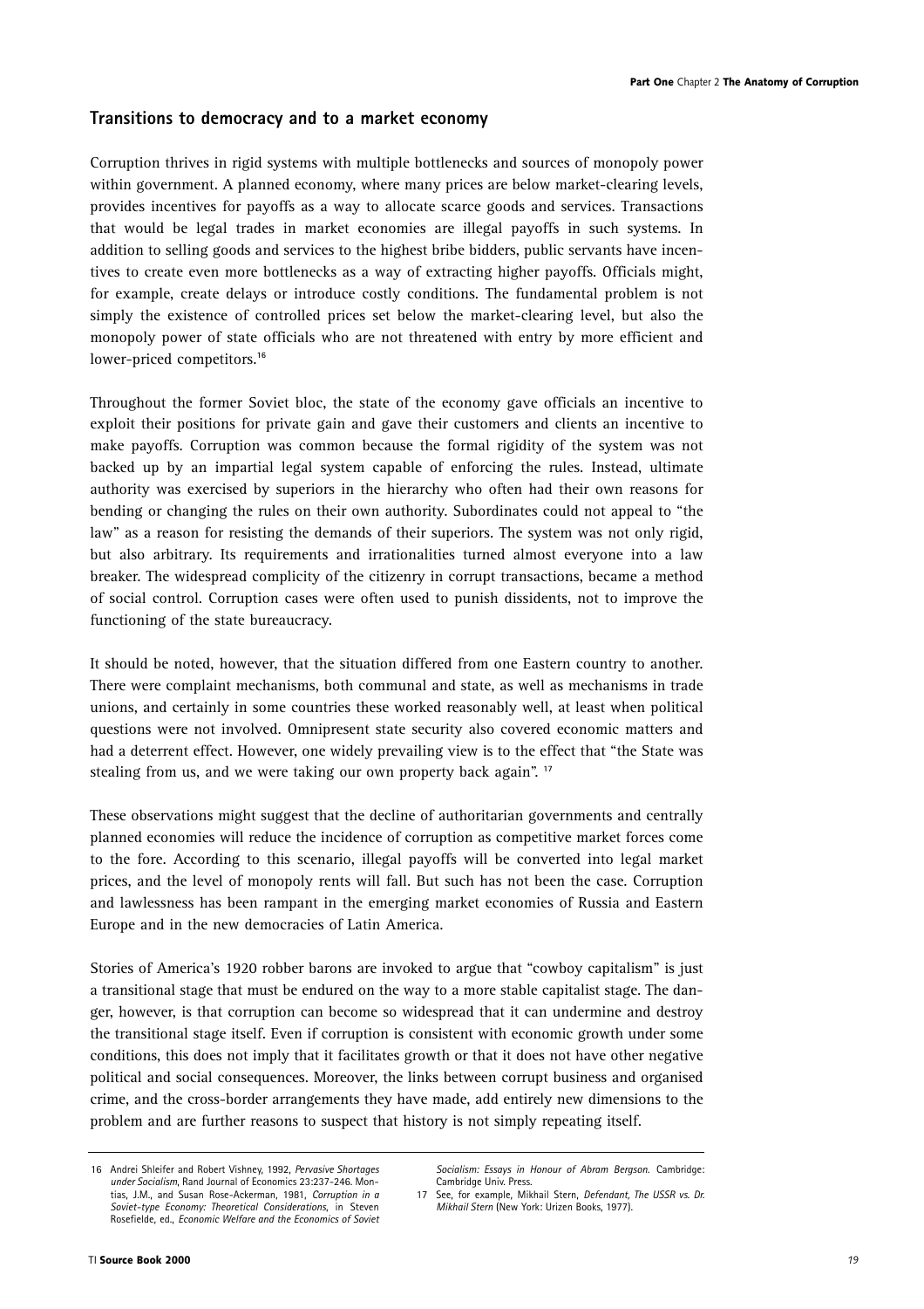## Transitions to democracy and to a market economy

Corruption thrives in rigid systems with multiple bottlenecks and sources of monopoly power within government. A planned economy, where many prices are below market-clearing levels, provides incentives for payoffs as a way to allocate scarce goods and services. Transactions that would be legal trades in market economies are illegal payoffs in such systems. In addition to selling goods and services to the highest bribe bidders, public servants have incentives to create even more bottlenecks as a way of extracting higher payoffs. Officials might, for example, create delays or introduce costly conditions. The fundamental problem is not simply the existence of controlled prices set below the market-clearing level, but also the monopoly power of state officials who are not threatened with entry by more efficient and lower-priced competitors.[16]

Throughout the former Soviet bloc, the state of the economy gave officials an incentive to exploit their positions for private gain and gave their customers and clients an incentive to make payoffs. Corruption was common because the formal rigidity of the system was not backed up by an impartial legal system capable of enforcing the rules. Instead, ultimate authority was exercised by superiors in the hierarchy who often had their own reasons for bending or changing the rules on their own authority. Subordinates could not appeal to "the law" as a reason for resisting the demands of their superiors. The system was not only rigid, but also arbitrary. Its requirements and irrationalities turned almost everyone into a law breaker. The widespread complicity of the citizenry in corrupt transactions, became a method of social control. Corruption cases were often used to punish dissidents, not to improve the functioning of the state bureaucracy.

It should be noted, however, that the situation differed from one Eastern country to another. There were complaint mechanisms, both communal and state, as well as mechanisms in trade unions, and certainly in some countries these worked reasonably well, at least when political questions were not involved. Omnipresent state security also covered economic matters and had a deterrent effect. However, one widely prevailing view is to the effect that "the State was stealing from us, and we were taking our own property back again".[17]

These observations might suggest that the decline of authoritarian governments and centrally planned economies will reduce the incidence of corruption as competitive market forces come to the fore. According to this scenario, illegal payoffs will be converted into legal market prices, and the level of monopoly rents will fall. But such has not been the case. Corruption and lawlessness has been rampant in the emerging market economies of Russia and Eastern Europe and in the new democracies of Latin America.

Stories of America's 1920 robber barons are invoked to argue that "cowboy capitalism" is just a transitional stage that must be endured on the way to a more stable capitalist stage. The danger, however, is that corruption can become so widespread that it can undermine and destroy the transitional stage itself. Even if corruption is consistent with economic growth under some conditions, this does not imply that it facilitates growth or that it does not have other negative political and social consequences. Moreover, the links between corrupt business and organised crime, and the cross-border arrangements they have made, add entirely new dimensions to the problem and are further reasons to suspect that history is not simply repeating itself.

---

16 Andrei Shleifer and Robert Vishney, 1992, *Pervasive Shortages under Socialism*, Rand Journal of Economics 23:237-246. Montias, J.M., and Susan Rose-Ackerman, 1981, *Corruption in a Soviet-type Economy: Theoretical Considerations*, in Steven Rosefielde, ed., *Economic Welfare and the Economics of Soviet Socialism: Essays in Honour of Abram Bergson.* Cambridge: Cambridge Univ. Press.

17 See, for example, Mikhail Stern, *Defendant, The USSR vs. Dr. Mikhail Stern* (New York: Urizen Books, 1977).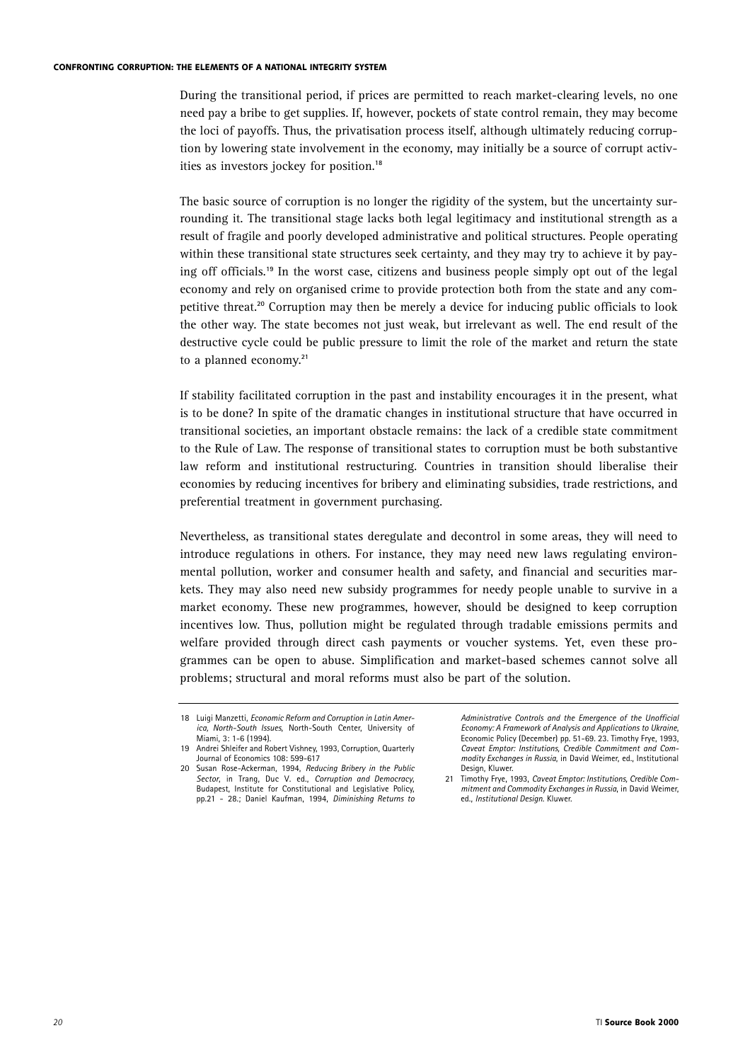During the transitional period, if prices are permitted to reach market-clearing levels, no one need pay a bribe to get supplies. If, however, pockets of state control remain, they may become the loci of payoffs. Thus, the privatisation process itself, although ultimately reducing corruption by lowering state involvement in the economy, may initially be a source of corrupt activities as investors jockey for position.[18]

The basic source of corruption is no longer the rigidity of the system, but the uncertainty surrounding it. The transitional stage lacks both legal legitimacy and institutional strength as a result of fragile and poorly developed administrative and political structures. People operating within these transitional state structures seek certainty, and they may try to achieve it by paying off officials.[19] In the worst case, citizens and business people simply opt out of the legal economy and rely on organised crime to provide protection both from the state and any competitive threat.[20] Corruption may then be merely a device for inducing public officials to look the other way. The state becomes not just weak, but irrelevant as well. The end result of the destructive cycle could be public pressure to limit the role of the market and return the state to a planned economy.[21]

If stability facilitated corruption in the past and instability encourages it in the present, what is to be done? In spite of the dramatic changes in institutional structure that have occurred in transitional societies, an important obstacle remains: the lack of a credible state commitment to the Rule of Law. The response of transitional states to corruption must be both substantive law reform and institutional restructuring. Countries in transition should liberalise their economies by reducing incentives for bribery and eliminating subsidies, trade restrictions, and preferential treatment in government purchasing.

Nevertheless, as transitional states deregulate and decontrol in some areas, they will need to introduce regulations in others. For instance, they may need new laws regulating environmental pollution, worker and consumer health and safety, and financial and securities markets. They may also need new subsidy programmes for needy people unable to survive in a market economy. These new programmes, however, should be designed to keep corruption incentives low. Thus, pollution might be regulated through tradable emissions permits and welfare provided through direct cash payments or voucher systems. Yet, even these programmes can be open to abuse. Simplification and market-based schemes cannot solve all problems; structural and moral reforms must also be part of the solution.

---

18 Luigi Manzetti, *Economic Reform and Corruption in Latin America, North-South Issues*, North-South Center, University of Miami, 3: 1-6 (1994).

19 Andrei Shleifer and Robert Vishney, 1993, Corruption, Quarterly Journal of Economics 108: 599-617

20 Susan Rose-Ackerman, 1994, *Reducing Bribery in the Public Sector*, in Trang, Duc V. ed., *Corruption and Democracy*, Budapest, Institute for Constitutional and Legislative Policy, pp.21 - 28.; Daniel Kaufman, 1994, *Diminishing Returns to Administrative Controls and the Emergence of the Unofficial Economy: A Framework of Analysis and Applications to Ukraine*, Economic Policy (December) pp. 51-69. 23. Timothy Frye, 1993, *Caveat Emptor: Institutions, Credible Commitment and Commodity Exchanges in Russia*, in David Weimer, ed., Institutional Design, Kluwer.

21 Timothy Frye, 1993, *Caveat Emptor: Institutions, Credible Commitment and Commodity Exchanges in Russia*, in David Weimer, ed., *Institutional Design*. Kluwer.